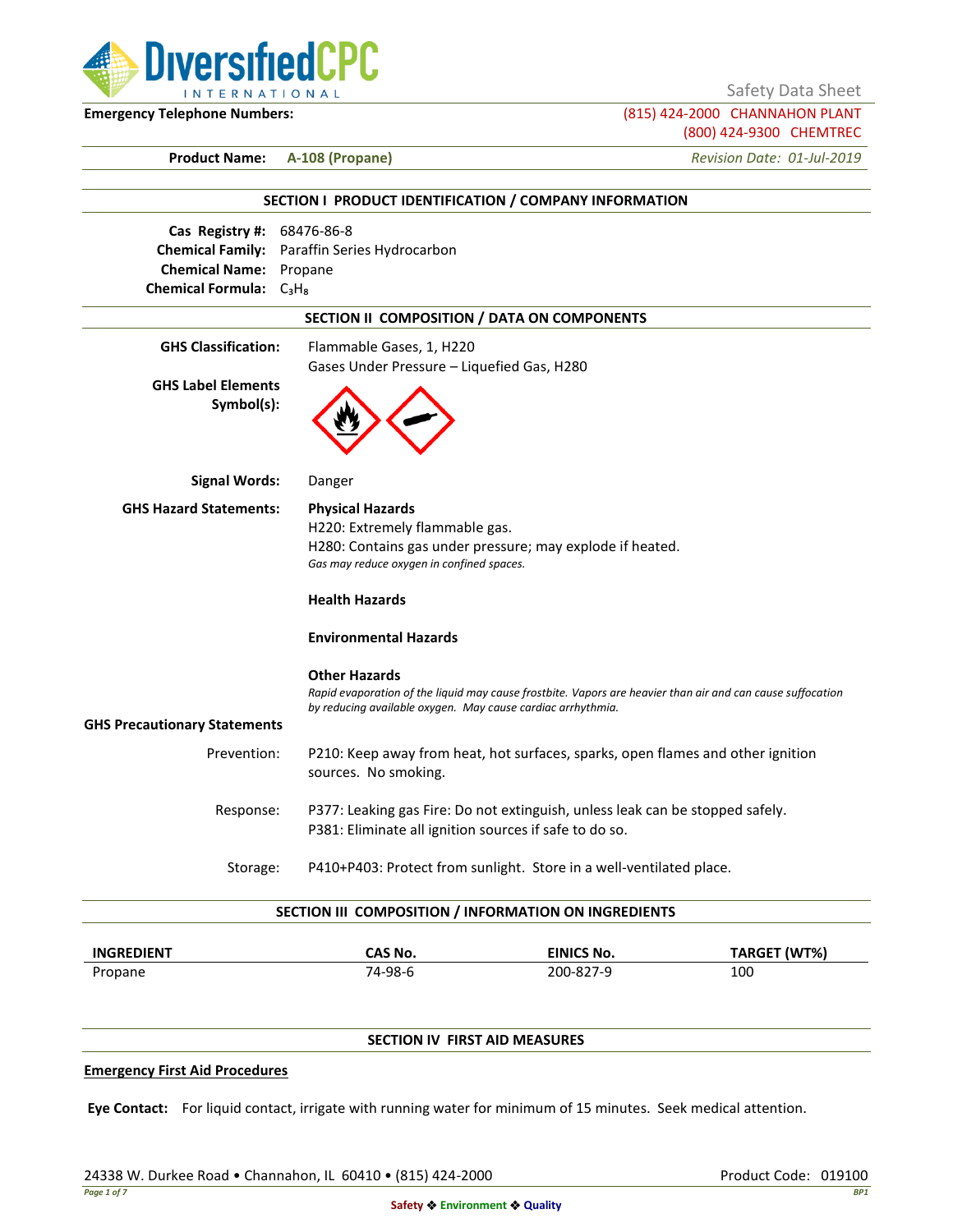DiversifiedCPC INTERNATIONAL

Safety Data Sheet

**Emergency Telephone Numbers:** (815) 424-2000 CHANNAHON PLANT
(800) 424-9300 CHEMTREC

**Product Name:** **A-108 (Propane)** *Revision Date: 01-Jul-2019*

## SECTION I PRODUCT IDENTIFICATION / COMPANY INFORMATION

**Cas Registry #:** 68476-86-8
**Chemical Family:** Paraffin Series Hydrocarbon
**Chemical Name:** Propane
**Chemical Formula:** $C_3H_8$

## SECTION II COMPOSITION / DATA ON COMPONENTS

**GHS Classification:** Flammable Gases, 1, H220
Gases Under Pressure – Liquefied Gas, H280

**GHS Label Elements Symbol(s):**

**Signal Words:** Danger

**GHS Hazard Statements:**

**Physical Hazards**
H220: Extremely flammable gas.
H280: Contains gas under pressure; may explode if heated.
*Gas may reduce oxygen in confined spaces.*

**Health Hazards**

**Environmental Hazards**

**Other Hazards**
*Rapid evaporation of the liquid may cause frostbite. Vapors are heavier than air and can cause suffocation by reducing available oxygen. May cause cardiac arrhythmia.*

**GHS Precautionary Statements**

Prevention: P210: Keep away from heat, hot surfaces, sparks, open flames and other ignition sources. No smoking.

Response: P377: Leaking gas Fire: Do not extinguish, unless leak can be stopped safely.
P381: Eliminate all ignition sources if safe to do so.

Storage: P410+P403: Protect from sunlight. Store in a well-ventilated place.

## SECTION III COMPOSITION / INFORMATION ON INGREDIENTS

| INGREDIENT | CAS No. | EINICS No. | TARGET (WT%) |
|---|---|---|---|
| Propane | 74-98-6 | 200-827-9 | 100 |

## SECTION IV FIRST AID MEASURES

**Emergency First Aid Procedures**

**Eye Contact:** For liquid contact, irrigate with running water for minimum of 15 minutes. Seek medical attention.

24338 W. Durkee Road • Channahon, IL 60410 • (815) 424-2000 Product Code: 019100

Safety ❖ Environment ❖ Quality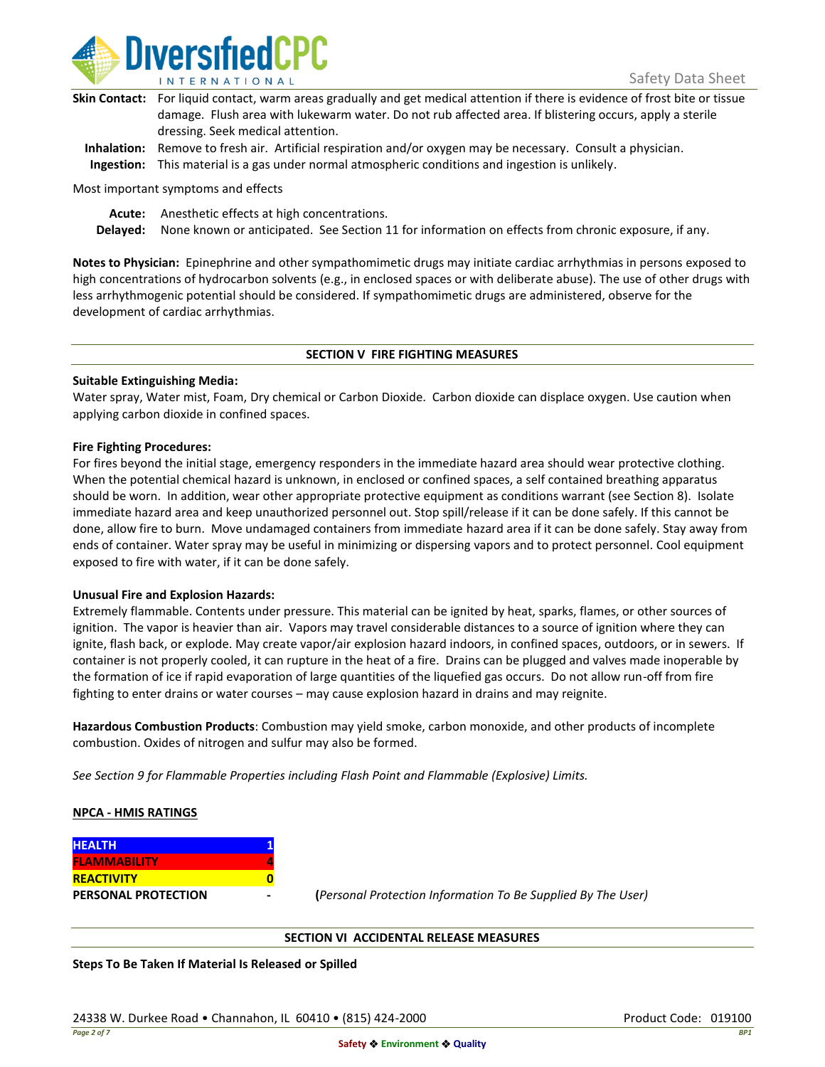**Skin Contact:** For liquid contact, warm areas gradually and get medical attention if there is evidence of frost bite or tissue damage. Flush area with lukewarm water. Do not rub affected area. If blistering occurs, apply a sterile dressing. Seek medical attention.

**Inhalation:** Remove to fresh air. Artificial respiration and/or oxygen may be necessary. Consult a physician.

**Ingestion:** This material is a gas under normal atmospheric conditions and ingestion is unlikely.

Most important symptoms and effects

**Acute:** Anesthetic effects at high concentrations.

**Delayed:** None known or anticipated. See Section 11 for information on effects from chronic exposure, if any.

**Notes to Physician:** Epinephrine and other sympathomimetic drugs may initiate cardiac arrhythmias in persons exposed to high concentrations of hydrocarbon solvents (e.g., in enclosed spaces or with deliberate abuse). The use of other drugs with less arrhythmogenic potential should be considered. If sympathomimetic drugs are administered, observe for the development of cardiac arrhythmias.

## SECTION V FIRE FIGHTING MEASURES

**Suitable Extinguishing Media:**

Water spray, Water mist, Foam, Dry chemical or Carbon Dioxide. Carbon dioxide can displace oxygen. Use caution when applying carbon dioxide in confined spaces.

**Fire Fighting Procedures:**

For fires beyond the initial stage, emergency responders in the immediate hazard area should wear protective clothing. When the potential chemical hazard is unknown, in enclosed or confined spaces, a self contained breathing apparatus should be worn. In addition, wear other appropriate protective equipment as conditions warrant (see Section 8). Isolate immediate hazard area and keep unauthorized personnel out. Stop spill/release if it can be done safely. If this cannot be done, allow fire to burn. Move undamaged containers from immediate hazard area if it can be done safely. Stay away from ends of container. Water spray may be useful in minimizing or dispersing vapors and to protect personnel. Cool equipment exposed to fire with water, if it can be done safely.

**Unusual Fire and Explosion Hazards:**

Extremely flammable. Contents under pressure. This material can be ignited by heat, sparks, flames, or other sources of ignition. The vapor is heavier than air. Vapors may travel considerable distances to a source of ignition where they can ignite, flash back, or explode. May create vapor/air explosion hazard indoors, in confined spaces, outdoors, or in sewers. If container is not properly cooled, it can rupture in the heat of a fire. Drains can be plugged and valves made inoperable by the formation of ice if rapid evaporation of large quantities of the liquefied gas occurs. Do not allow run-off from fire fighting to enter drains or water courses – may cause explosion hazard in drains and may reignite.

**Hazardous Combustion Products**: Combustion may yield smoke, carbon monoxide, and other products of incomplete combustion. Oxides of nitrogen and sulfur may also be formed.

*See Section 9 for Flammable Properties including Flash Point and Flammable (Explosive) Limits.*

**NPCA - HMIS RATINGS**

| | |
|---|---|
| **HEALTH** | **1** |
| **FLAMMABILITY** | **4** |
| **REACTIVITY** | **0** |
| **PERSONAL PROTECTION** | **-** |

**(***Personal Protection Information To Be Supplied By The User)*

## SECTION VI ACCIDENTAL RELEASE MEASURES

**Steps To Be Taken If Material Is Released or Spilled**

24338 W. Durkee Road • Channahon, IL 60410 • (815) 424-2000 Product Code: 019100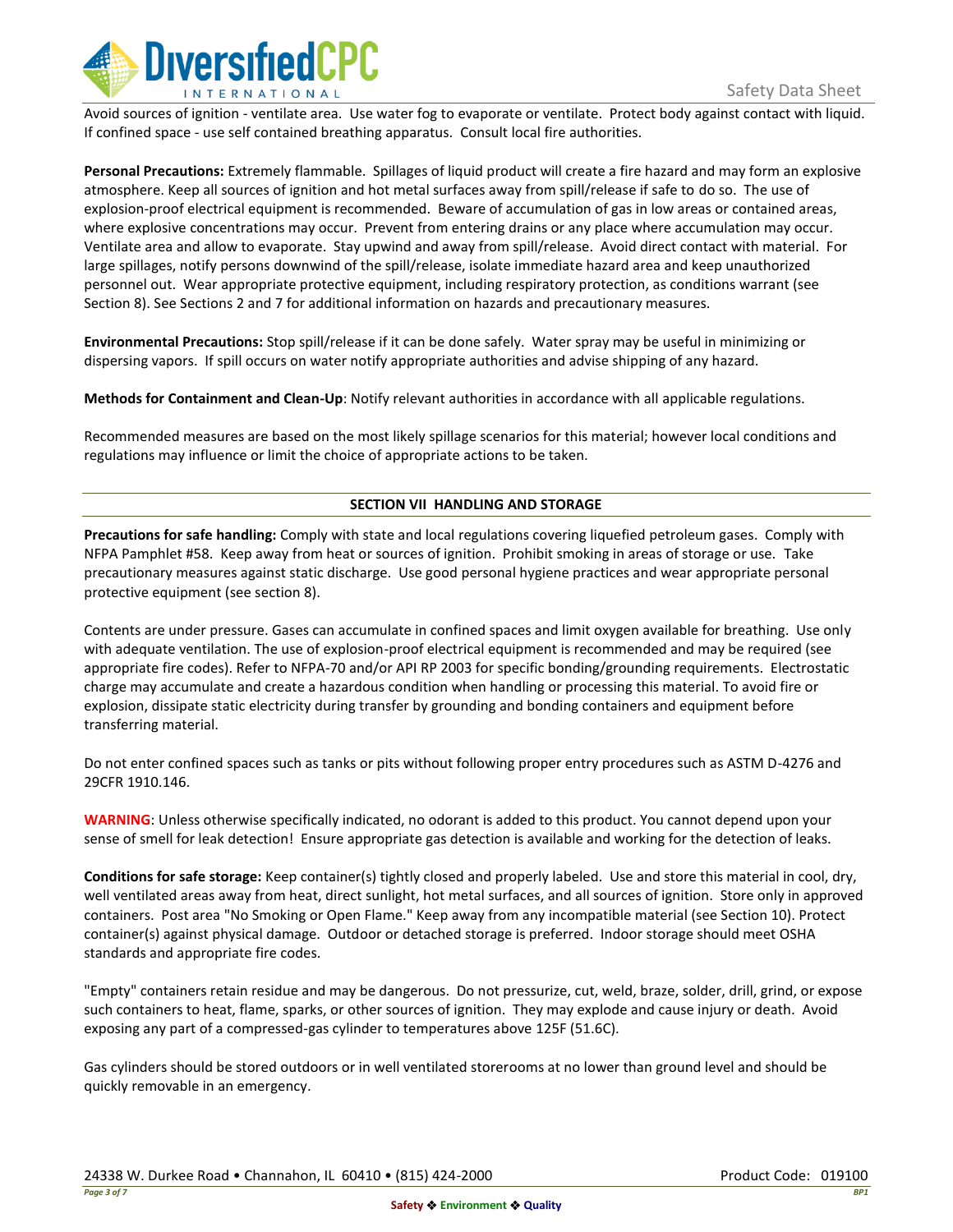Avoid sources of ignition - ventilate area. Use water fog to evaporate or ventilate. Protect body against contact with liquid. If confined space - use self contained breathing apparatus. Consult local fire authorities.

**Personal Precautions:** Extremely flammable. Spillages of liquid product will create a fire hazard and may form an explosive atmosphere. Keep all sources of ignition and hot metal surfaces away from spill/release if safe to do so. The use of explosion-proof electrical equipment is recommended. Beware of accumulation of gas in low areas or contained areas, where explosive concentrations may occur. Prevent from entering drains or any place where accumulation may occur. Ventilate area and allow to evaporate. Stay upwind and away from spill/release. Avoid direct contact with material. For large spillages, notify persons downwind of the spill/release, isolate immediate hazard area and keep unauthorized personnel out. Wear appropriate protective equipment, including respiratory protection, as conditions warrant (see Section 8). See Sections 2 and 7 for additional information on hazards and precautionary measures.

**Environmental Precautions:** Stop spill/release if it can be done safely. Water spray may be useful in minimizing or dispersing vapors. If spill occurs on water notify appropriate authorities and advise shipping of any hazard.

**Methods for Containment and Clean-Up**: Notify relevant authorities in accordance with all applicable regulations.

Recommended measures are based on the most likely spillage scenarios for this material; however local conditions and regulations may influence or limit the choice of appropriate actions to be taken.

## SECTION VII HANDLING AND STORAGE

**Precautions for safe handling:** Comply with state and local regulations covering liquefied petroleum gases. Comply with NFPA Pamphlet #58. Keep away from heat or sources of ignition. Prohibit smoking in areas of storage or use. Take precautionary measures against static discharge. Use good personal hygiene practices and wear appropriate personal protective equipment (see section 8).

Contents are under pressure. Gases can accumulate in confined spaces and limit oxygen available for breathing. Use only with adequate ventilation. The use of explosion-proof electrical equipment is recommended and may be required (see appropriate fire codes). Refer to NFPA-70 and/or API RP 2003 for specific bonding/grounding requirements. Electrostatic charge may accumulate and create a hazardous condition when handling or processing this material. To avoid fire or explosion, dissipate static electricity during transfer by grounding and bonding containers and equipment before transferring material.

Do not enter confined spaces such as tanks or pits without following proper entry procedures such as ASTM D-4276 and 29CFR 1910.146.

**WARNING**: Unless otherwise specifically indicated, no odorant is added to this product. You cannot depend upon your sense of smell for leak detection! Ensure appropriate gas detection is available and working for the detection of leaks.

**Conditions for safe storage:** Keep container(s) tightly closed and properly labeled. Use and store this material in cool, dry, well ventilated areas away from heat, direct sunlight, hot metal surfaces, and all sources of ignition. Store only in approved containers. Post area "No Smoking or Open Flame." Keep away from any incompatible material (see Section 10). Protect container(s) against physical damage. Outdoor or detached storage is preferred. Indoor storage should meet OSHA standards and appropriate fire codes.

"Empty" containers retain residue and may be dangerous. Do not pressurize, cut, weld, braze, solder, drill, grind, or expose such containers to heat, flame, sparks, or other sources of ignition. They may explode and cause injury or death. Avoid exposing any part of a compressed-gas cylinder to temperatures above 125F (51.6C).

Gas cylinders should be stored outdoors or in well ventilated storerooms at no lower than ground level and should be quickly removable in an emergency.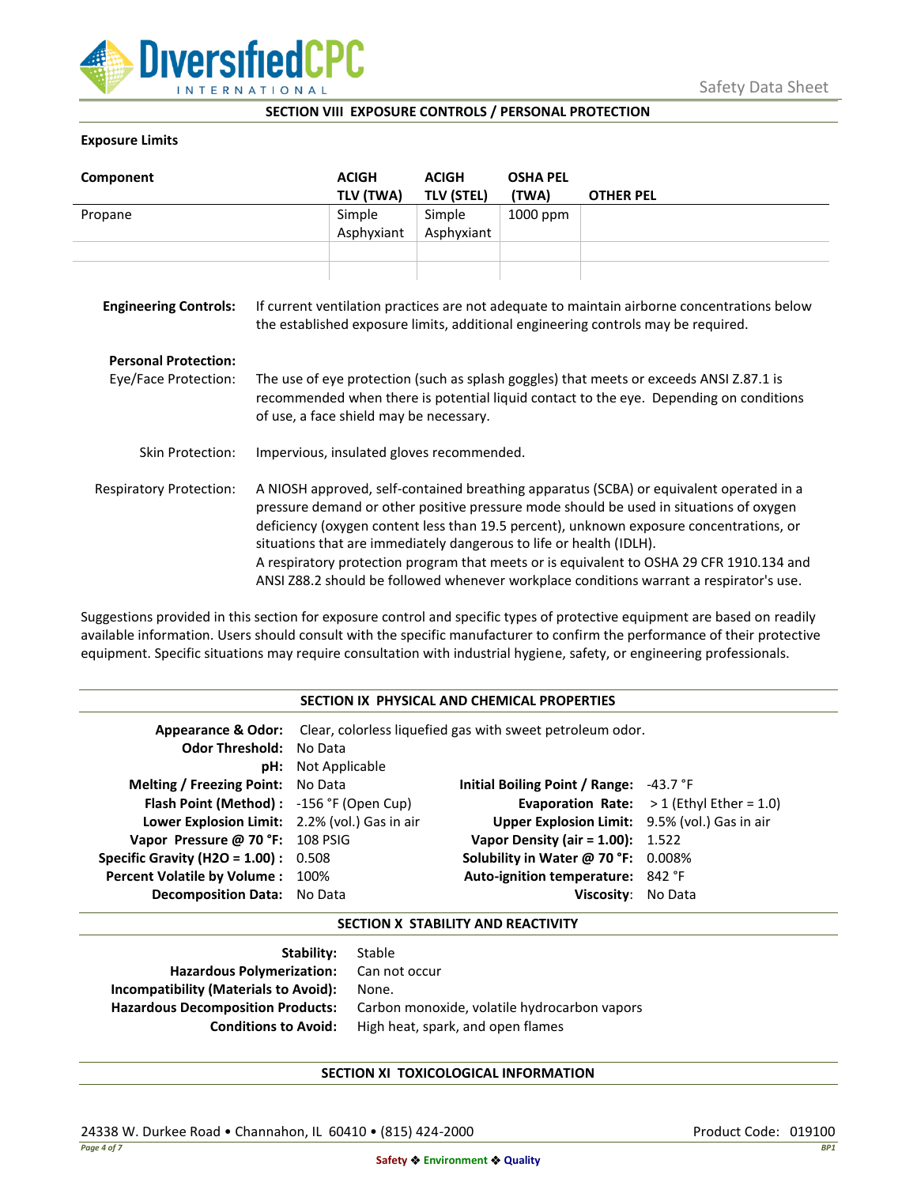## SECTION VIII EXPOSURE CONTROLS / PERSONAL PROTECTION

**Exposure Limits**

| Component | ACIGH TLV (TWA) | ACIGH TLV (STEL) | OSHA PEL (TWA) | OTHER PEL |
|---|---|---|---|---|
| Propane | Simple Asphyxiant | Simple Asphyxiant | 1000 ppm | |
| | | | | |

**Engineering Controls:** If current ventilation practices are not adequate to maintain airborne concentrations below the established exposure limits, additional engineering controls may be required.

**Personal Protection:**

Eye/Face Protection: The use of eye protection (such as splash goggles) that meets or exceeds ANSI Z.87.1 is recommended when there is potential liquid contact to the eye. Depending on conditions of use, a face shield may be necessary.

Skin Protection: Impervious, insulated gloves recommended.

Respiratory Protection: A NIOSH approved, self-contained breathing apparatus (SCBA) or equivalent operated in a pressure demand or other positive pressure mode should be used in situations of oxygen deficiency (oxygen content less than 19.5 percent), unknown exposure concentrations, or situations that are immediately dangerous to life or health (IDLH).
A respiratory protection program that meets or is equivalent to OSHA 29 CFR 1910.134 and ANSI Z88.2 should be followed whenever workplace conditions warrant a respirator's use.

Suggestions provided in this section for exposure control and specific types of protective equipment are based on readily available information. Users should consult with the specific manufacturer to confirm the performance of their protective equipment. Specific situations may require consultation with industrial hygiene, safety, or engineering professionals.

## SECTION IX PHYSICAL AND CHEMICAL PROPERTIES

**Appearance & Odor:** Clear, colorless liquefied gas with sweet petroleum odor.
**Odor Threshold:** No Data
**pH:** Not Applicable

| | | | |
|---|---|---|---|
| **Melting / Freezing Point:** | No Data | **Initial Boiling Point / Range:** | -43.7 °F |
| **Flash Point (Method) :** | -156 °F (Open Cup) | **Evaporation Rate:** | > 1 (Ethyl Ether = 1.0) |
| **Lower Explosion Limit:** | 2.2% (vol.) Gas in air | **Upper Explosion Limit:** | 9.5% (vol.) Gas in air |
| **Vapor Pressure @ 70 °F:** | 108 PSIG | **Vapor Density (air = 1.00):** | 1.522 |
| **Specific Gravity (H2O = 1.00) :** | 0.508 | **Solubility in Water @ 70 °F:** | 0.008% |
| **Percent Volatile by Volume :** | 100% | **Auto-ignition temperature:** | 842 °F |
| **Decomposition Data:** | No Data | **Viscosity:** | No Data |

## SECTION X STABILITY AND REACTIVITY

**Stability:** Stable
**Hazardous Polymerization:** Can not occur
**Incompatibility (Materials to Avoid):** None.
**Hazardous Decomposition Products:** Carbon monoxide, volatile hydrocarbon vapors
**Conditions to Avoid:** High heat, spark, and open flames

## SECTION XI TOXICOLOGICAL INFORMATION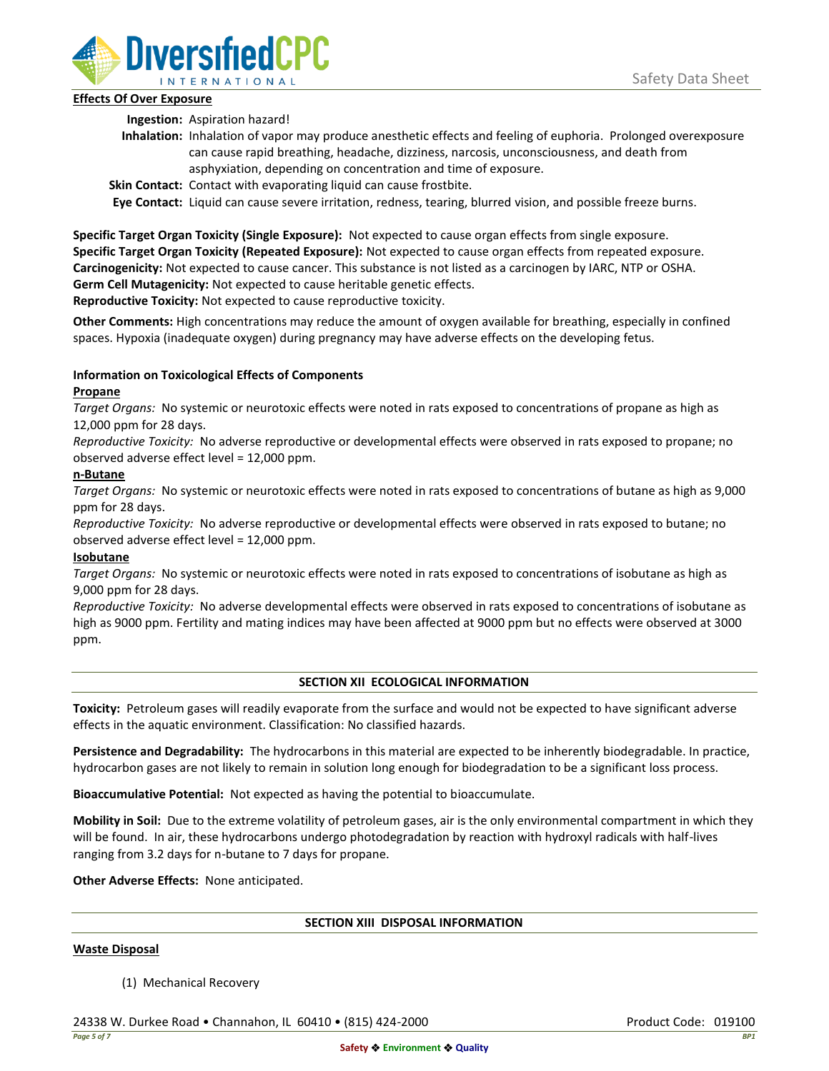**Effects Of Over Exposure**

**Ingestion:** Aspiration hazard!

**Inhalation:** Inhalation of vapor may produce anesthetic effects and feeling of euphoria. Prolonged overexposure can cause rapid breathing, headache, dizziness, narcosis, unconsciousness, and death from asphyxiation, depending on concentration and time of exposure.

**Skin Contact:** Contact with evaporating liquid can cause frostbite.

**Eye Contact:** Liquid can cause severe irritation, redness, tearing, blurred vision, and possible freeze burns.

**Specific Target Organ Toxicity (Single Exposure):** Not expected to cause organ effects from single exposure.
**Specific Target Organ Toxicity (Repeated Exposure):** Not expected to cause organ effects from repeated exposure.
**Carcinogenicity:** Not expected to cause cancer. This substance is not listed as a carcinogen by IARC, NTP or OSHA.
**Germ Cell Mutagenicity:** Not expected to cause heritable genetic effects.
**Reproductive Toxicity:** Not expected to cause reproductive toxicity.

**Other Comments:** High concentrations may reduce the amount of oxygen available for breathing, especially in confined spaces. Hypoxia (inadequate oxygen) during pregnancy may have adverse effects on the developing fetus.

**Information on Toxicological Effects of Components**

**Propane**

*Target Organs:* No systemic or neurotoxic effects were noted in rats exposed to concentrations of propane as high as 12,000 ppm for 28 days.
*Reproductive Toxicity:* No adverse reproductive or developmental effects were observed in rats exposed to propane; no observed adverse effect level = 12,000 ppm.

**n-Butane**

*Target Organs:* No systemic or neurotoxic effects were noted in rats exposed to concentrations of butane as high as 9,000 ppm for 28 days.
*Reproductive Toxicity:* No adverse reproductive or developmental effects were observed in rats exposed to butane; no observed adverse effect level = 12,000 ppm.

**Isobutane**

*Target Organs:* No systemic or neurotoxic effects were noted in rats exposed to concentrations of isobutane as high as 9,000 ppm for 28 days.
*Reproductive Toxicity:* No adverse developmental effects were observed in rats exposed to concentrations of isobutane as high as 9000 ppm. Fertility and mating indices may have been affected at 9000 ppm but no effects were observed at 3000 ppm.

## SECTION XII ECOLOGICAL INFORMATION

**Toxicity:** Petroleum gases will readily evaporate from the surface and would not be expected to have significant adverse effects in the aquatic environment. Classification: No classified hazards.

**Persistence and Degradability:** The hydrocarbons in this material are expected to be inherently biodegradable. In practice, hydrocarbon gases are not likely to remain in solution long enough for biodegradation to be a significant loss process.

**Bioaccumulative Potential:** Not expected as having the potential to bioaccumulate.

**Mobility in Soil:** Due to the extreme volatility of petroleum gases, air is the only environmental compartment in which they will be found. In air, these hydrocarbons undergo photodegradation by reaction with hydroxyl radicals with half-lives ranging from 3.2 days for n-butane to 7 days for propane.

**Other Adverse Effects:** None anticipated.

## SECTION XIII DISPOSAL INFORMATION

**Waste Disposal**

(1) Mechanical Recovery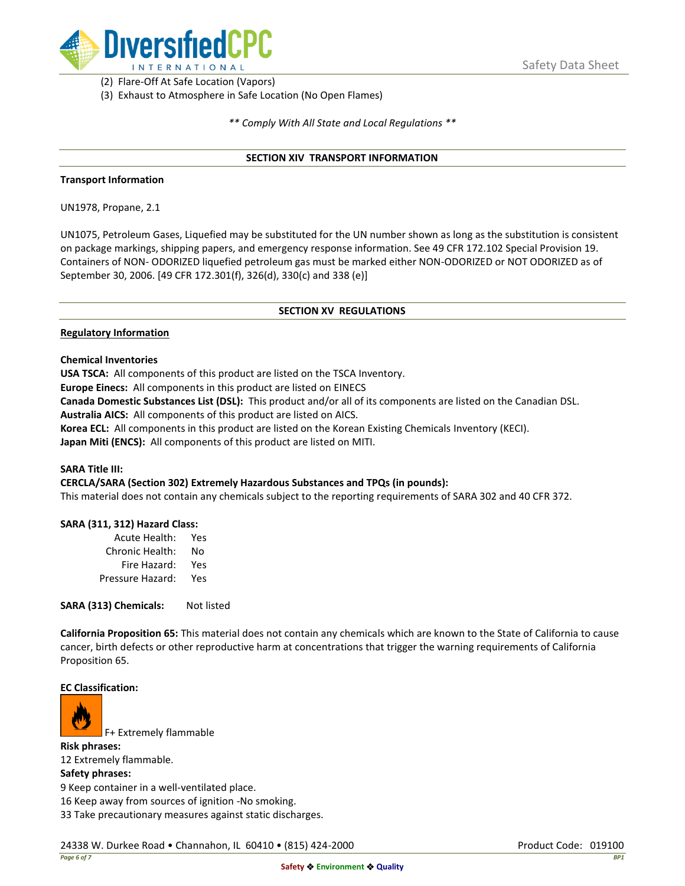(2) Flare-Off At Safe Location (Vapors)
(3) Exhaust to Atmosphere in Safe Location (No Open Flames)

*** Comply With All State and Local Regulations ***

## SECTION XIV TRANSPORT INFORMATION

**Transport Information**

UN1978, Propane, 2.1

UN1075, Petroleum Gases, Liquefied may be substituted for the UN number shown as long as the substitution is consistent on package markings, shipping papers, and emergency response information. See 49 CFR 172.102 Special Provision 19. Containers of NON- ODORIZED liquefied petroleum gas must be marked either NON-ODORIZED or NOT ODORIZED as of September 30, 2006. [49 CFR 172.301(f), 326(d), 330(c) and 338 (e)]

## SECTION XV REGULATIONS

**Regulatory Information**

**Chemical Inventories**

**USA TSCA:** All components of this product are listed on the TSCA Inventory.
**Europe Einecs:** All components in this product are listed on EINECS
**Canada Domestic Substances List (DSL):** This product and/or all of its components are listed on the Canadian DSL.
**Australia AICS:** All components of this product are listed on AICS.
**Korea ECL:** All components in this product are listed on the Korean Existing Chemicals Inventory (KECI).
**Japan Miti (ENCS):** All components of this product are listed on MITI.

**SARA Title III:**
**CERCLA/SARA (Section 302) Extremely Hazardous Substances and TPQs (in pounds):**
This material does not contain any chemicals subject to the reporting requirements of SARA 302 and 40 CFR 372.

**SARA (311, 312) Hazard Class:**

| | |
|---|---|
| Acute Health: | Yes |
| Chronic Health: | No |
| Fire Hazard: | Yes |
| Pressure Hazard: | Yes |

**SARA (313) Chemicals:** Not listed

**California Proposition 65:** This material does not contain any chemicals which are known to the State of California to cause cancer, birth defects or other reproductive harm at concentrations that trigger the warning requirements of California Proposition 65.

**EC Classification:**

F+ Extremely flammable

**Risk phrases:**
12 Extremely flammable.

**Safety phrases:**
9 Keep container in a well-ventilated place.
16 Keep away from sources of ignition -No smoking.
33 Take precautionary measures against static discharges.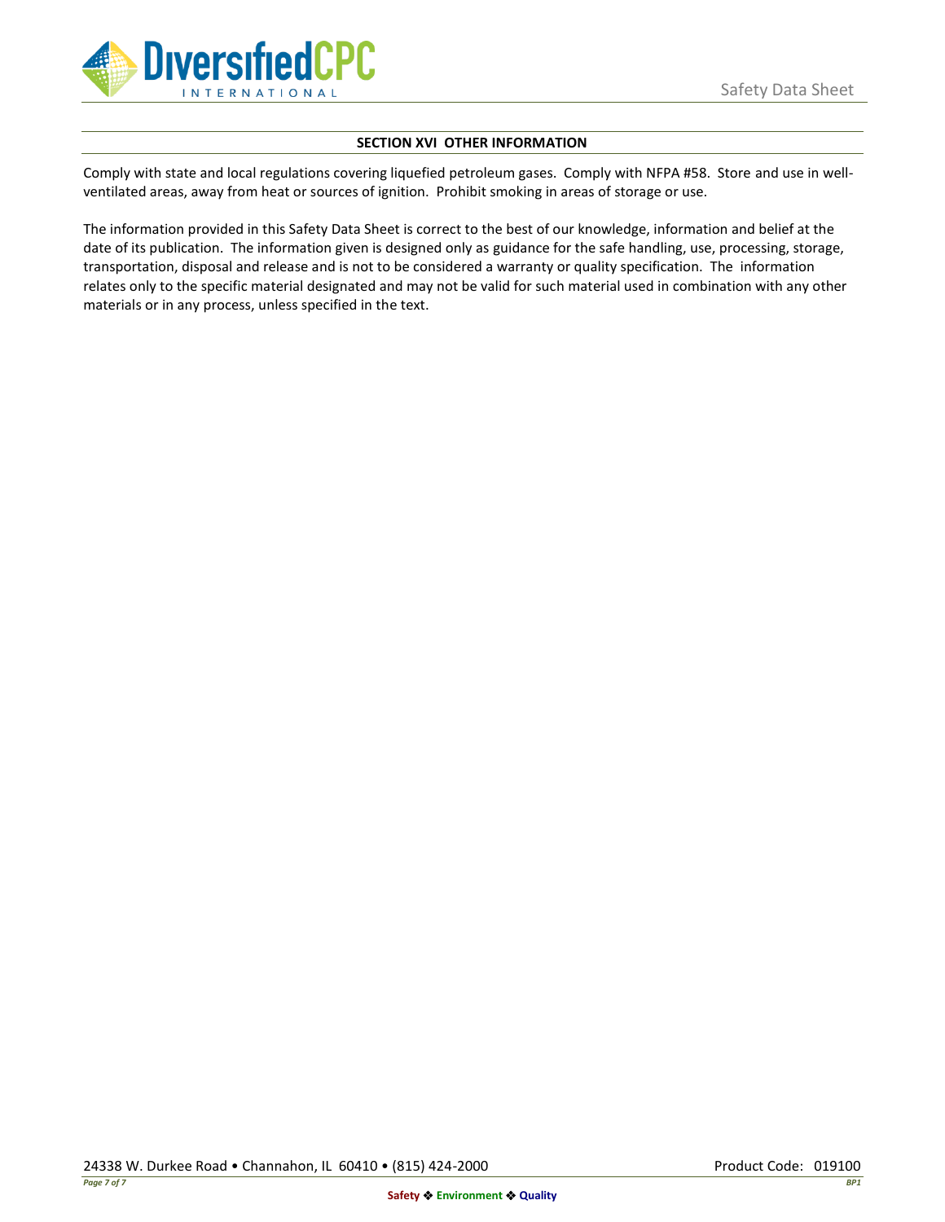## SECTION XVI OTHER INFORMATION

Comply with state and local regulations covering liquefied petroleum gases. Comply with NFPA #58. Store and use in well-ventilated areas, away from heat or sources of ignition. Prohibit smoking in areas of storage or use.

The information provided in this Safety Data Sheet is correct to the best of our knowledge, information and belief at the date of its publication. The information given is designed only as guidance for the safe handling, use, processing, storage, transportation, disposal and release and is not to be considered a warranty or quality specification. The information relates only to the specific material designated and may not be valid for such material used in combination with any other materials or in any process, unless specified in the text.